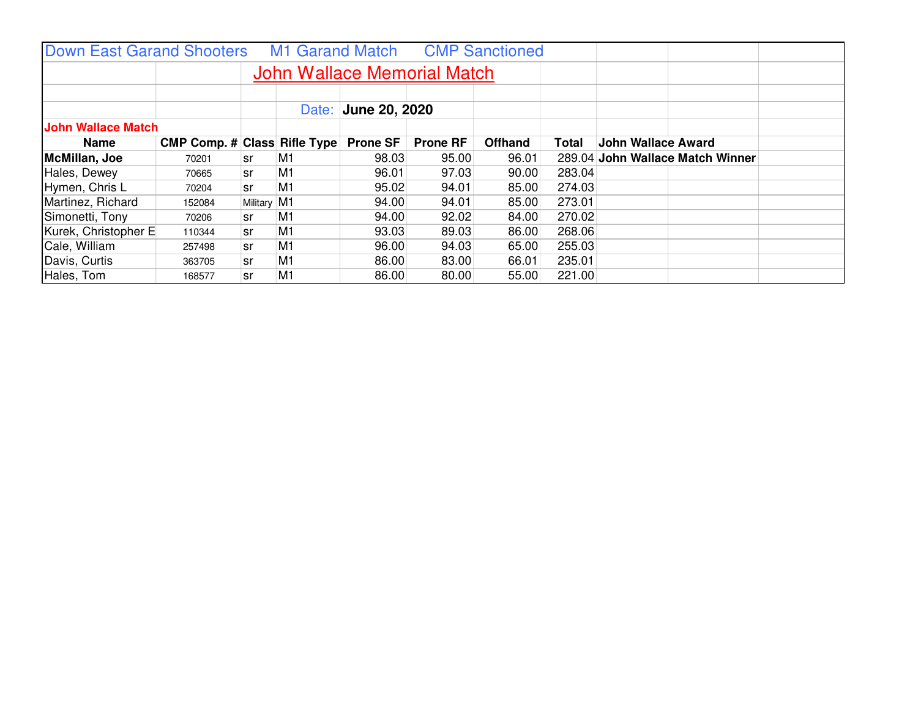Down East Garand Shooters M1 Garand Match CMP Sanctioned

# John Wallace Memorial Match

Date: **June 20, 2020**

**John Wallace Match**

| Name | CMP Comp. # | Class | Rifle Type | Prone SF | Prone RF | Offhand | Total | John Wallace Award |
|---|---|---|---|---|---|---|---|---|
| **McMillan, Joe** | 70201 | sr | M1 | 98.03 | 95.00 | 96.01 | 289.04 | **John Wallace Match Winner** |
| Hales, Dewey | 70665 | sr | M1 | 96.01 | 97.03 | 90.00 | 283.04 | |
| Hymen, Chris L | 70204 | sr | M1 | 95.02 | 94.01 | 85.00 | 274.03 | |
| Martinez, Richard | 152084 | Military | M1 | 94.00 | 94.01 | 85.00 | 273.01 | |
| Simonetti, Tony | 70206 | sr | M1 | 94.00 | 92.02 | 84.00 | 270.02 | |
| Kurek, Christopher E | 110344 | sr | M1 | 93.03 | 89.03 | 86.00 | 268.06 | |
| Cale, William | 257498 | sr | M1 | 96.00 | 94.03 | 65.00 | 255.03 | |
| Davis, Curtis | 363705 | sr | M1 | 86.00 | 83.00 | 66.01 | 235.01 | |
| Hales, Tom | 168577 | sr | M1 | 86.00 | 80.00 | 55.00 | 221.00 | |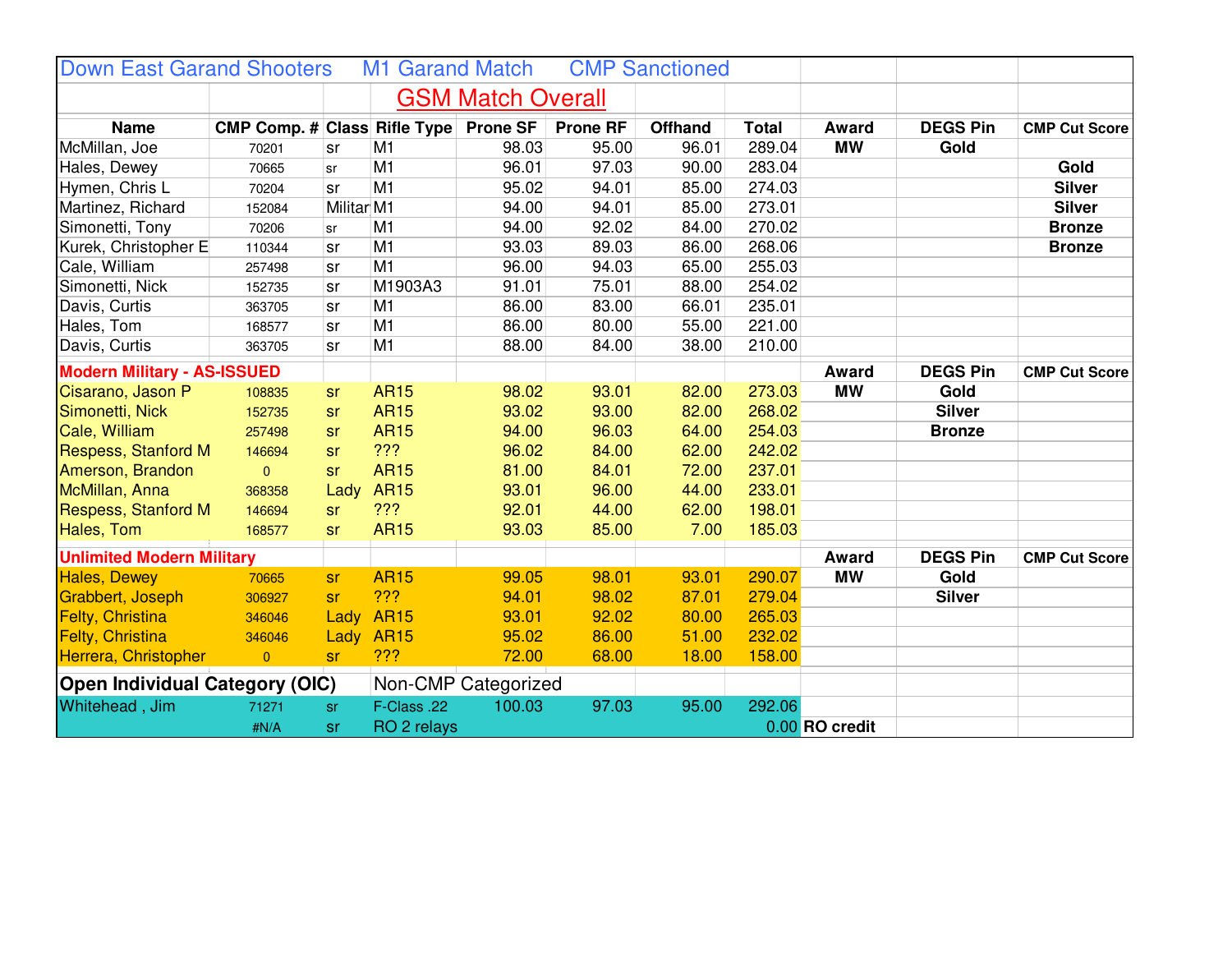| Down East Garand Shooters | | | M1 Garand Match | | CMP Sanctioned | | | | | |
|---|---|---|---|---|---|---|---|---|---|---|
| | | | GSM Match Overall | | | | | | | |
| **Name** | **CMP Comp. #** | **Class** | **Rifle Type** | **Prone SF** | **Prone RF** | **Offhand** | **Total** | **Award** | **DEGS Pin** | **CMP Cut Score** |
| McMillan, Joe | 70201 | sr | M1 | 98.03 | 95.00 | 96.01 | 289.04 | **MW** | **Gold** | |
| Hales, Dewey | 70665 | sr | M1 | 96.01 | 97.03 | 90.00 | 283.04 | | | **Gold** |
| Hymen, Chris L | 70204 | sr | M1 | 95.02 | 94.01 | 85.00 | 274.03 | | | **Silver** |
| Martinez, Richard | 152084 | Militar | M1 | 94.00 | 94.01 | 85.00 | 273.01 | | | **Silver** |
| Simonetti, Tony | 70206 | sr | M1 | 94.00 | 92.02 | 84.00 | 270.02 | | | **Bronze** |
| Kurek, Christopher E | 110344 | sr | M1 | 93.03 | 89.03 | 86.00 | 268.06 | | | **Bronze** |
| Cale, William | 257498 | sr | M1 | 96.00 | 94.03 | 65.00 | 255.03 | | | |
| Simonetti, Nick | 152735 | sr | M1903A3 | 91.01 | 75.01 | 88.00 | 254.02 | | | |
| Davis, Curtis | 363705 | sr | M1 | 86.00 | 83.00 | 66.01 | 235.01 | | | |
| Hales, Tom | 168577 | sr | M1 | 86.00 | 80.00 | 55.00 | 221.00 | | | |
| Davis, Curtis | 363705 | sr | M1 | 88.00 | 84.00 | 38.00 | 210.00 | | | |
| **Modern Military - AS-ISSUED** | | | | | | | | **Award** | **DEGS Pin** | **CMP Cut Score** |
| Cisarano, Jason P | 108835 | sr | AR15 | 98.02 | 93.01 | 82.00 | 273.03 | **MW** | **Gold** | |
| Simonetti, Nick | 152735 | sr | AR15 | 93.02 | 93.00 | 82.00 | 268.02 | | **Silver** | |
| Cale, William | 257498 | sr | AR15 | 94.00 | 96.03 | 64.00 | 254.03 | | **Bronze** | |
| Respess, Stanford M | 146694 | sr | ??? | 96.02 | 84.00 | 62.00 | 242.02 | | | |
| Amerson, Brandon | 0 | sr | AR15 | 81.00 | 84.01 | 72.00 | 237.01 | | | |
| McMillan, Anna | 368358 | Lady | AR15 | 93.01 | 96.00 | 44.00 | 233.01 | | | |
| Respess, Stanford M | 146694 | sr | ??? | 92.01 | 44.00 | 62.00 | 198.01 | | | |
| Hales, Tom | 168577 | sr | AR15 | 93.03 | 85.00 | 7.00 | 185.03 | | | |
| **Unlimited Modern Military** | | | | | | | | **Award** | **DEGS Pin** | **CMP Cut Score** |
| Hales, Dewey | 70665 | sr | AR15 | 99.05 | 98.01 | 93.01 | 290.07 | **MW** | **Gold** | |
| Grabbert, Joseph | 306927 | sr | ??? | 94.01 | 98.02 | 87.01 | 279.04 | | **Silver** | |
| Felty, Christina | 346046 | Lady | AR15 | 93.01 | 92.02 | 80.00 | 265.03 | | | |
| Felty, Christina | 346046 | Lady | AR15 | 95.02 | 86.00 | 51.00 | 232.02 | | | |
| Herrera, Christopher | 0 | sr | ??? | 72.00 | 68.00 | 18.00 | 158.00 | | | |
| **Open Individual Category (OIC)** | | | Non-CMP Categorized | | | | | | | |
| Whitehead , Jim | 71271 | sr | F-Class .22 | 100.03 | 97.03 | 95.00 | 292.06 | | | |
| | #N/A | sr | RO 2 relays | | | | 0.00 | **RO credit** | | |